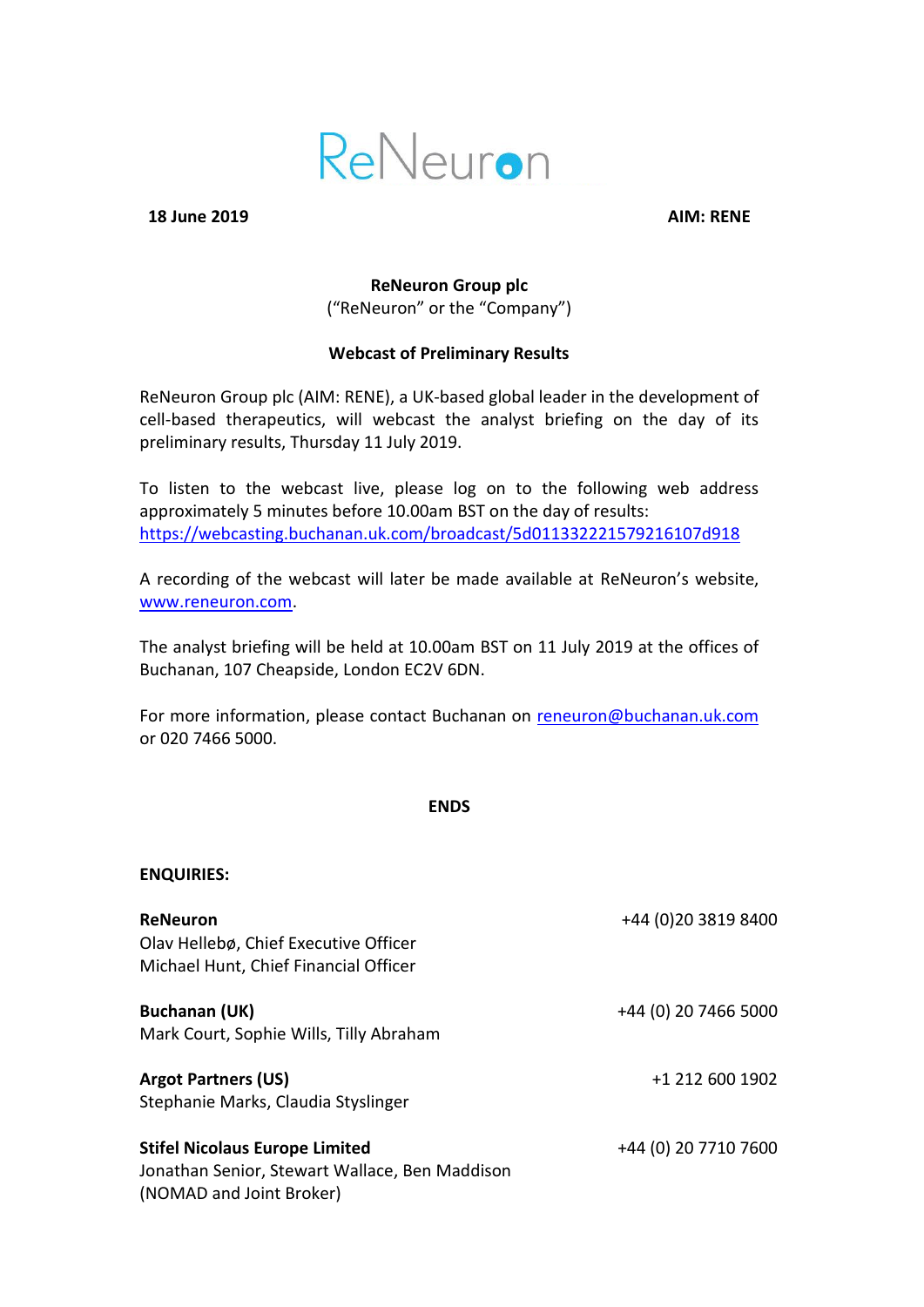ReNeuron

**18 June 2019** **AIM: RENE**

**ReNeuron Group plc**
("ReNeuron" or the "Company")

**Webcast of Preliminary Results**

ReNeuron Group plc (AIM: RENE), a UK-based global leader in the development of cell-based therapeutics, will webcast the analyst briefing on the day of its preliminary results, Thursday 11 July 2019.

To listen to the webcast live, please log on to the following web address approximately 5 minutes before 10.00am BST on the day of results: https://webcasting.buchanan.uk.com/broadcast/5d0113322215792161 07d918

A recording of the webcast will later be made available at ReNeuron's website, www.reneuron.com.

The analyst briefing will be held at 10.00am BST on 11 July 2019 at the offices of Buchanan, 107 Cheapside, London EC2V 6DN.

For more information, please contact Buchanan on reneuron@buchanan.uk.com or 020 7466 5000.

**ENDS**

**ENQUIRIES:**

| | |
|---|---|
| **ReNeuron**<br>Olav Hellebø, Chief Executive Officer<br>Michael Hunt, Chief Financial Officer | +44 (0)20 3819 8400 |
| **Buchanan (UK)**<br>Mark Court, Sophie Wills, Tilly Abraham | +44 (0) 20 7466 5000 |
| **Argot Partners (US)**<br>Stephanie Marks, Claudia Styslinger | +1 212 600 1902 |
| **Stifel Nicolaus Europe Limited**<br>Jonathan Senior, Stewart Wallace, Ben Maddison<br>(NOMAD and Joint Broker) | +44 (0) 20 7710 7600 |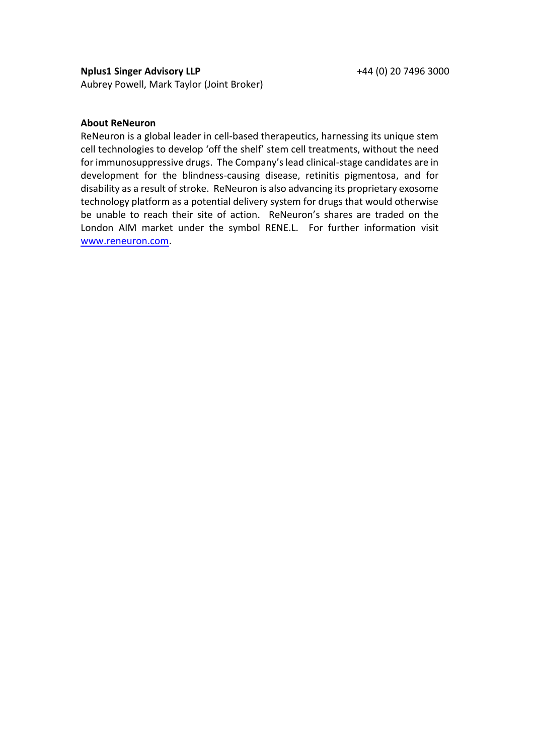**Nplus1 Singer Advisory LLP** +44 (0) 20 7496 3000
Aubrey Powell, Mark Taylor (Joint Broker)

**About ReNeuron**

ReNeuron is a global leader in cell-based therapeutics, harnessing its unique stem cell technologies to develop 'off the shelf' stem cell treatments, without the need for immunosuppressive drugs. The Company's lead clinical-stage candidates are in development for the blindness-causing disease, retinitis pigmentosa, and for disability as a result of stroke. ReNeuron is also advancing its proprietary exosome technology platform as a potential delivery system for drugs that would otherwise be unable to reach their site of action. ReNeuron's shares are traded on the London AIM market under the symbol RENE.L. For further information visit [www.reneuron.com](http://www.reneuron.com).